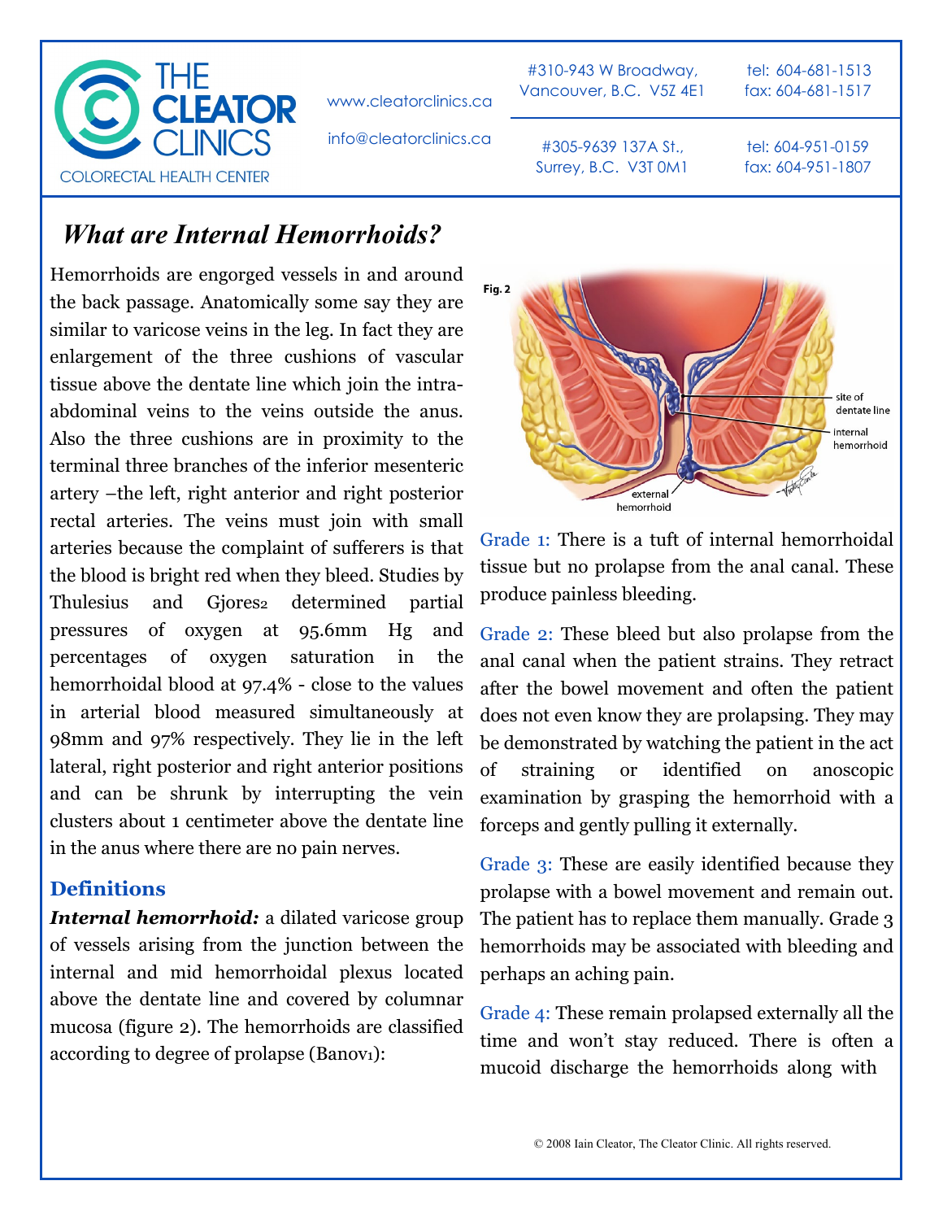THE CLEATOR CLINICS
COLORECTAL HEALTH CENTER

www.cleatorclinics.ca
info@cleatorclinics.ca

#310-943 W Broadway, Vancouver, B.C. V5Z 4E1 — tel: 604-681-1513, fax: 604-681-1517

#305-9639 137A St., Surrey, B.C. V3T 0M1 — tel: 604-951-0159, fax: 604-951-1807

# *What are Internal Hemorrhoids?*

Hemorrhoids are engorged vessels in and around the back passage. Anatomically some say they are similar to varicose veins in the leg. In fact they are enlargement of the three cushions of vascular tissue above the dentate line which join the intra-abdominal veins to the veins outside the anus. Also the three cushions are in proximity to the terminal three branches of the inferior mesenteric artery –the left, right anterior and right posterior rectal arteries. The veins must join with small arteries because the complaint of sufferers is that the blood is bright red when they bleed. Studies by Thulesius and Gjores[2] determined partial pressures of oxygen at 95.6mm Hg and percentages of oxygen saturation in the hemorrhoidal blood at 97.4% - close to the values in arterial blood measured simultaneously at 98mm and 97% respectively. They lie in the left lateral, right posterior and right anterior positions and can be shrunk by interrupting the vein clusters about 1 centimeter above the dentate line in the anus where there are no pain nerves.

## Definitions

***Internal hemorrhoid:*** a dilated varicose group of vessels arising from the junction between the internal and mid hemorrhoidal plexus located above the dentate line and covered by columnar mucosa (figure 2). The hemorrhoids are classified according to degree of prolapse (Banov[1]):

Fig. 2 — site of dentate line; internal hemorrhoid; external hemorrhoid

Grade 1: There is a tuft of internal hemorrhoidal tissue but no prolapse from the anal canal. These produce painless bleeding.

Grade 2: These bleed but also prolapse from the anal canal when the patient strains. They retract after the bowel movement and often the patient does not even know they are prolapsing. They may be demonstrated by watching the patient in the act of straining or identified on anoscopic examination by grasping the hemorrhoid with a forceps and gently pulling it externally.

Grade 3: These are easily identified because they prolapse with a bowel movement and remain out. The patient has to replace them manually. Grade 3 hemorrhoids may be associated with bleeding and perhaps an aching pain.

Grade 4: These remain prolapsed externally all the time and won't stay reduced. There is often a mucoid discharge the hemorrhoids along with

© 2008 Iain Cleator, The Cleator Clinic. All rights reserved.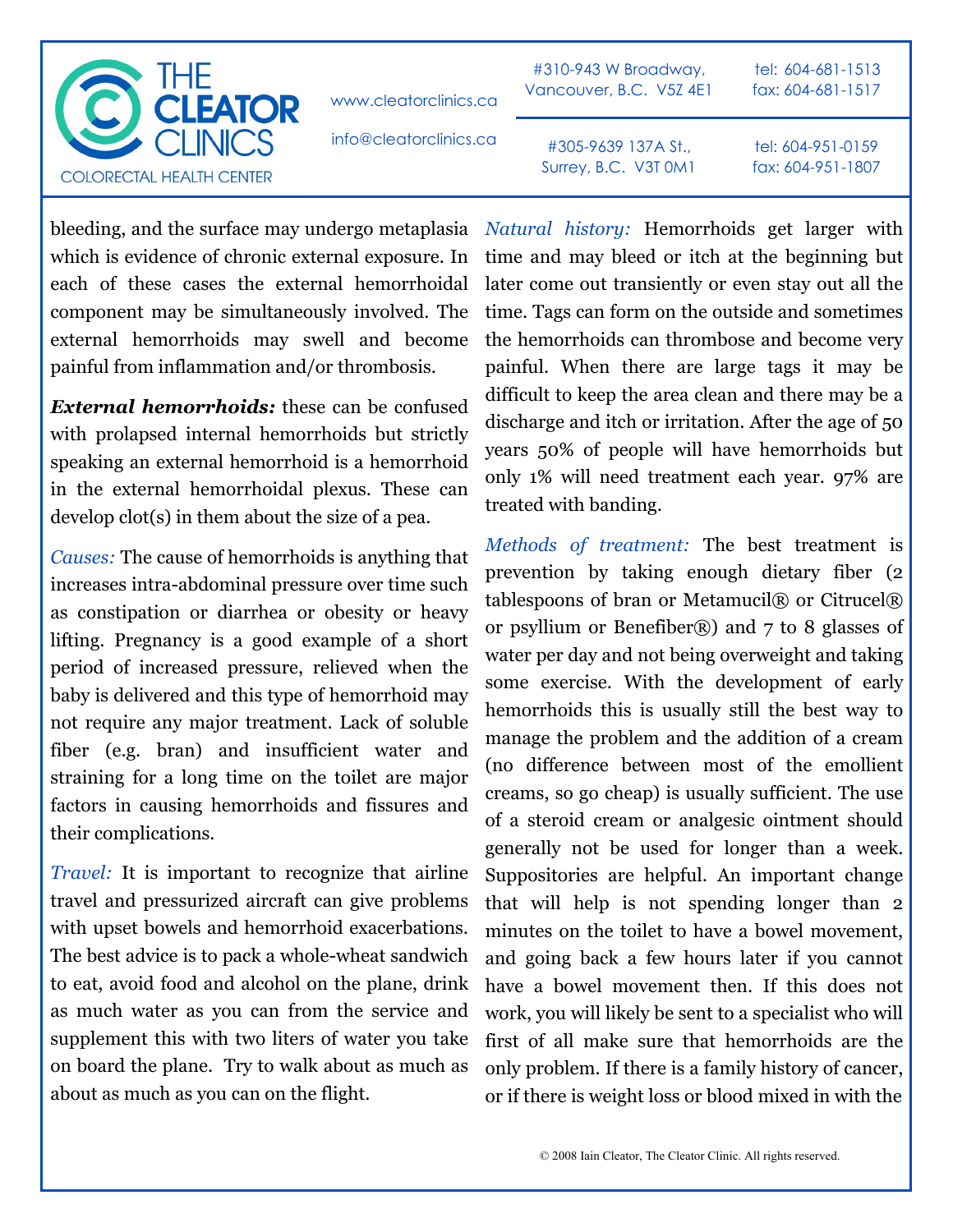bleeding, and the surface may undergo metaplasia which is evidence of chronic external exposure. In each of these cases the external hemorrhoidal component may be simultaneously involved. The external hemorrhoids may swell and become painful from inflammation and/or thrombosis.

***External hemorrhoids:*** these can be confused with prolapsed internal hemorrhoids but strictly speaking an external hemorrhoid is a hemorrhoid in the external hemorrhoidal plexus. These can develop clot(s) in them about the size of a pea.

*Causes:* The cause of hemorrhoids is anything that increases intra-abdominal pressure over time such as constipation or diarrhea or obesity or heavy lifting. Pregnancy is a good example of a short period of increased pressure, relieved when the baby is delivered and this type of hemorrhoid may not require any major treatment. Lack of soluble fiber (e.g. bran) and insufficient water and straining for a long time on the toilet are major factors in causing hemorrhoids and fissures and their complications.

*Travel:* It is important to recognize that airline travel and pressurized aircraft can give problems with upset bowels and hemorrhoid exacerbations. The best advice is to pack a whole-wheat sandwich to eat, avoid food and alcohol on the plane, drink as much water as you can from the service and supplement this with two liters of water you take on board the plane. Try to walk about as much as about as much as you can on the flight.

*Natural history:* Hemorrhoids get larger with time and may bleed or itch at the beginning but later come out transiently or even stay out all the time. Tags can form on the outside and sometimes the hemorrhoids can thrombose and become very painful. When there are large tags it may be difficult to keep the area clean and there may be a discharge and itch or irritation. After the age of 50 years 50% of people will have hemorrhoids but only 1% will need treatment each year. 97% are treated with banding.

*Methods of treatment:* The best treatment is prevention by taking enough dietary fiber (2 tablespoons of bran or Metamucil® or Citrucel® or psyllium or Benefiber®) and 7 to 8 glasses of water per day and not being overweight and taking some exercise. With the development of early hemorrhoids this is usually still the best way to manage the problem and the addition of a cream (no difference between most of the emollient creams, so go cheap) is usually sufficient. The use of a steroid cream or analgesic ointment should generally not be used for longer than a week. Suppositories are helpful. An important change that will help is not spending longer than 2 minutes on the toilet to have a bowel movement, and going back a few hours later if you cannot have a bowel movement then. If this does not work, you will likely be sent to a specialist who will first of all make sure that hemorrhoids are the only problem. If there is a family history of cancer, or if there is weight loss or blood mixed in with the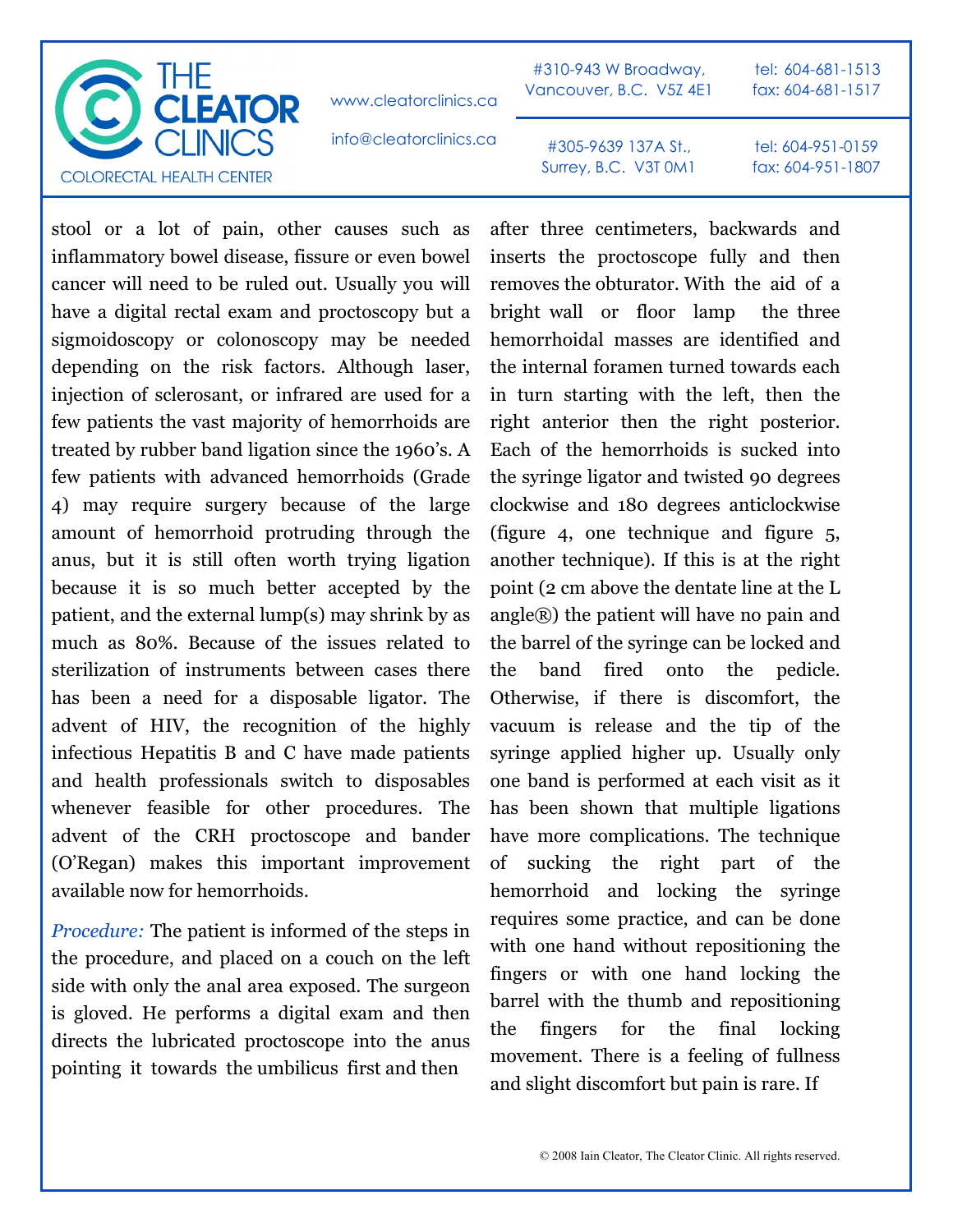stool or a lot of pain, other causes such as inflammatory bowel disease, fissure or even bowel cancer will need to be ruled out. Usually you will have a digital rectal exam and proctoscopy but a sigmoidoscopy or colonoscopy may be needed depending on the risk factors. Although laser, injection of sclerosant, or infrared are used for a few patients the vast majority of hemorrhoids are treated by rubber band ligation since the 1960's. A few patients with advanced hemorrhoids (Grade 4) may require surgery because of the large amount of hemorrhoid protruding through the anus, but it is still often worth trying ligation because it is so much better accepted by the patient, and the external lump(s) may shrink by as much as 80%. Because of the issues related to sterilization of instruments between cases there has been a need for a disposable ligator. The advent of HIV, the recognition of the highly infectious Hepatitis B and C have made patients and health professionals switch to disposables whenever feasible for other procedures. The advent of the CRH proctoscope and bander (O'Regan) makes this important improvement available now for hemorrhoids.

*Procedure:* The patient is informed of the steps in the procedure, and placed on a couch on the left side with only the anal area exposed. The surgeon is gloved. He performs a digital exam and then directs the lubricated proctoscope into the anus pointing it towards the umbilicus first and then after three centimeters, backwards and inserts the proctoscope fully and then removes the obturator. With the aid of a bright wall or floor lamp the three hemorrhoidal masses are identified and the internal foramen turned towards each in turn starting with the left, then the right anterior then the right posterior. Each of the hemorrhoids is sucked into the syringe ligator and twisted 90 degrees clockwise and 180 degrees anticlockwise (figure 4, one technique and figure 5, another technique). If this is at the right point (2 cm above the dentate line at the L angle®) the patient will have no pain and the barrel of the syringe can be locked and the band fired onto the pedicle. Otherwise, if there is discomfort, the vacuum is release and the tip of the syringe applied higher up. Usually only one band is performed at each visit as it has been shown that multiple ligations have more complications. The technique of sucking the right part of the hemorrhoid and locking the syringe requires some practice, and can be done with one hand without repositioning the fingers or with one hand locking the barrel with the thumb and repositioning the fingers for the final locking movement. There is a feeling of fullness and slight discomfort but pain is rare. If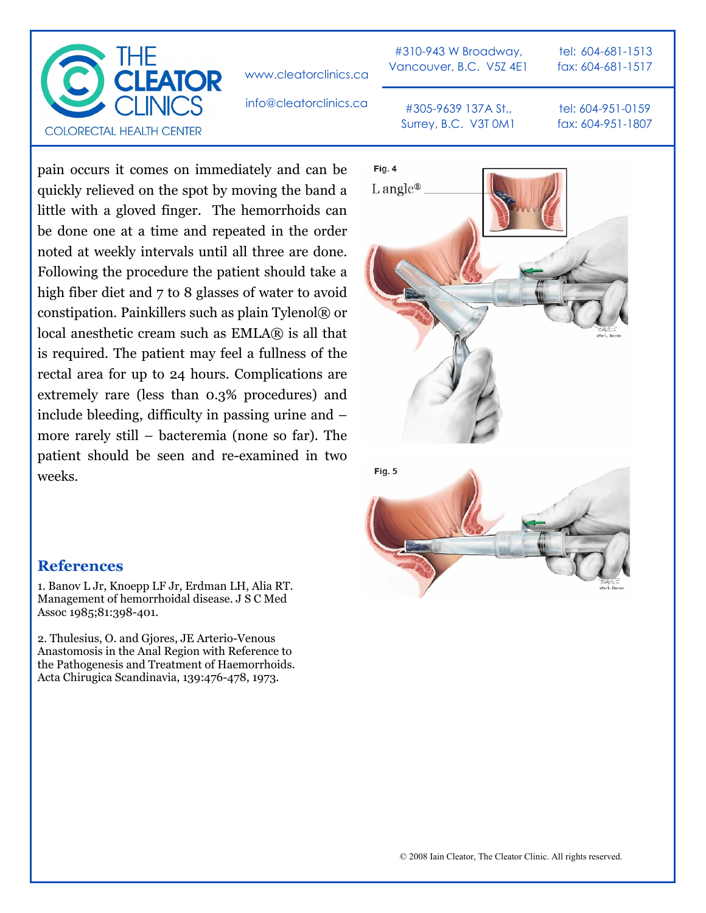pain occurs it comes on immediately and can be quickly relieved on the spot by moving the band a little with a gloved finger. The hemorrhoids can be done one at a time and repeated in the order noted at weekly intervals until all three are done. Following the procedure the patient should take a high fiber diet and 7 to 8 glasses of water to avoid constipation. Painkillers such as plain Tylenol® or local anesthetic cream such as EMLA® is all that is required. The patient may feel a fullness of the rectal area for up to 24 hours. Complications are extremely rare (less than 0.3% procedures) and include bleeding, difficulty in passing urine and – more rarely still – bacteremia (none so far). The patient should be seen and re-examined in two weeks.

Fig. 4

L angle®

Fig. 5

## References

1. Banov L Jr, Knoepp LF Jr, Erdman LH, Alia RT. Management of hemorrhoidal disease. J S C Med Assoc 1985;81:398-401.

2. Thulesius, O. and Gjores, JE Arterio-Venous Anastomosis in the Anal Region with Reference to the Pathogenesis and Treatment of Haemorrhoids. Acta Chirugica Scandinavia, 139:476-478, 1973.

© 2008 Iain Cleator, The Cleator Clinic. All rights reserved.